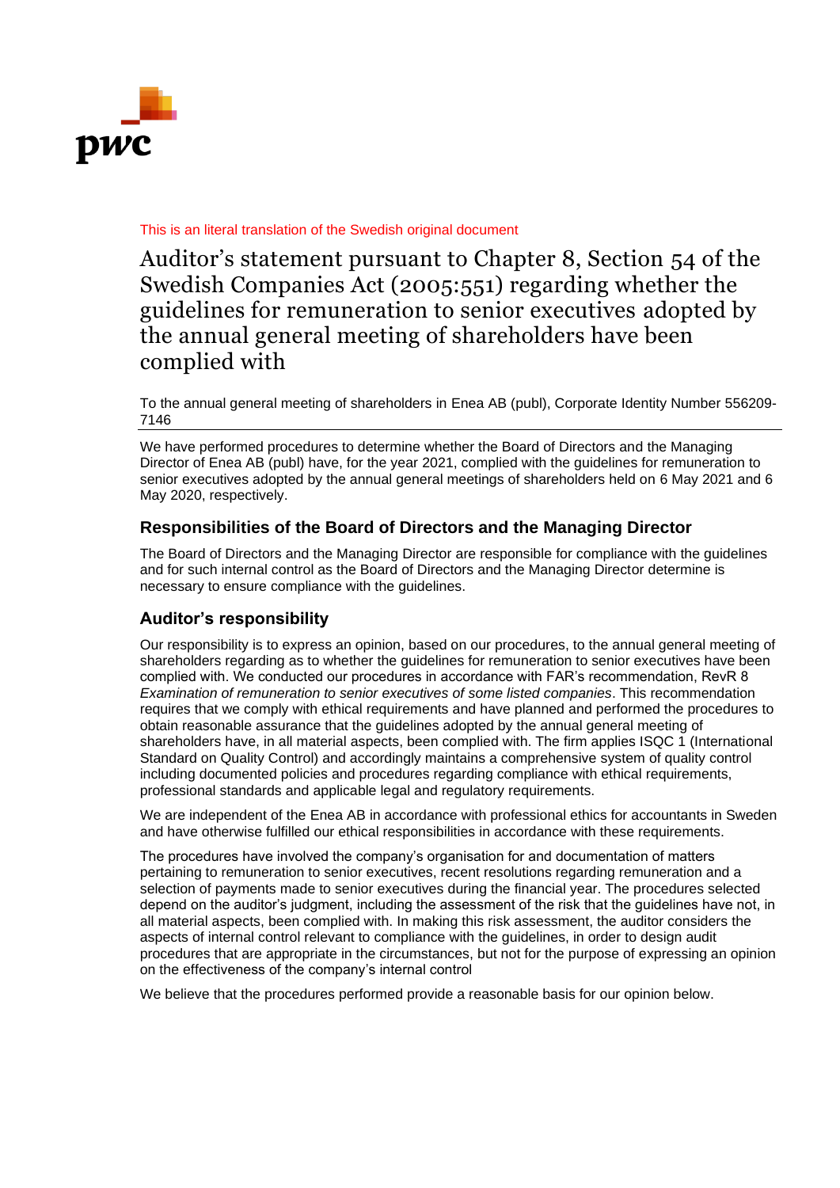This is an literal translation of the Swedish original document

# Auditor's statement pursuant to Chapter 8, Section 54 of the Swedish Companies Act (2005:551) regarding whether the guidelines for remuneration to senior executives adopted by the annual general meeting of shareholders have been complied with

To the annual general meeting of shareholders in Enea AB (publ), Corporate Identity Number 556209-7146

---

We have performed procedures to determine whether the Board of Directors and the Managing Director of Enea AB (publ) have, for the year 2021, complied with the guidelines for remuneration to senior executives adopted by the annual general meetings of shareholders held on 6 May 2021 and 6 May 2020, respectively.

## Responsibilities of the Board of Directors and the Managing Director

The Board of Directors and the Managing Director are responsible for compliance with the guidelines and for such internal control as the Board of Directors and the Managing Director determine is necessary to ensure compliance with the guidelines.

## Auditor's responsibility

Our responsibility is to express an opinion, based on our procedures, to the annual general meeting of shareholders regarding as to whether the guidelines for remuneration to senior executives have been complied with. We conducted our procedures in accordance with FAR's recommendation, RevR 8 *Examination of remuneration to senior executives of some listed companies*. This recommendation requires that we comply with ethical requirements and have planned and performed the procedures to obtain reasonable assurance that the guidelines adopted by the annual general meeting of shareholders have, in all material aspects, been complied with. The firm applies ISQC 1 (International Standard on Quality Control) and accordingly maintains a comprehensive system of quality control including documented policies and procedures regarding compliance with ethical requirements, professional standards and applicable legal and regulatory requirements.

We are independent of the Enea AB in accordance with professional ethics for accountants in Sweden and have otherwise fulfilled our ethical responsibilities in accordance with these requirements.

The procedures have involved the company's organisation for and documentation of matters pertaining to remuneration to senior executives, recent resolutions regarding remuneration and a selection of payments made to senior executives during the financial year. The procedures selected depend on the auditor's judgment, including the assessment of the risk that the guidelines have not, in all material aspects, been complied with. In making this risk assessment, the auditor considers the aspects of internal control relevant to compliance with the guidelines, in order to design audit procedures that are appropriate in the circumstances, but not for the purpose of expressing an opinion on the effectiveness of the company's internal control

We believe that the procedures performed provide a reasonable basis for our opinion below.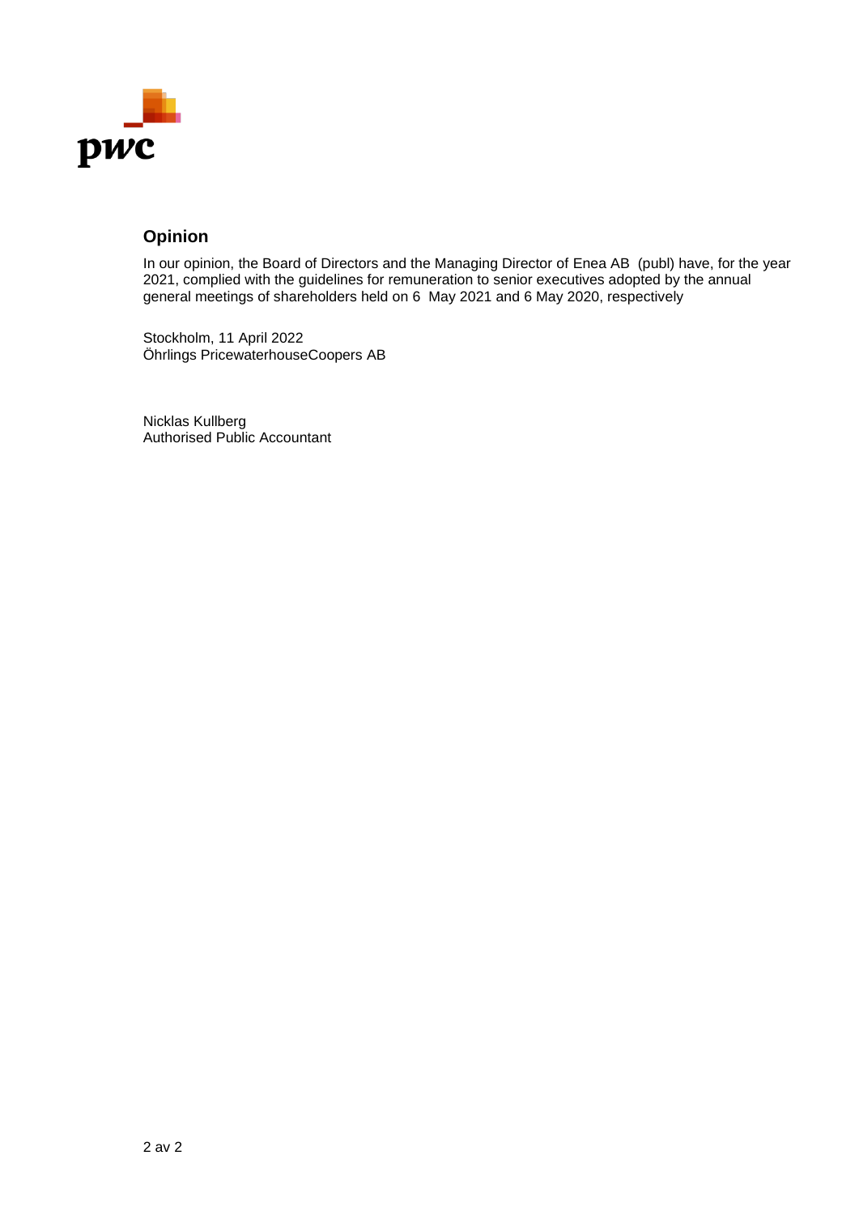## Opinion

In our opinion, the Board of Directors and the Managing Director of Enea AB (publ) have, for the year 2021, complied with the guidelines for remuneration to senior executives adopted by the annual general meetings of shareholders held on 6 May 2021 and 6 May 2020, respectively

Stockholm, 11 April 2022
Öhrlings PricewaterhouseCoopers AB

Nicklas Kullberg
Authorised Public Accountant